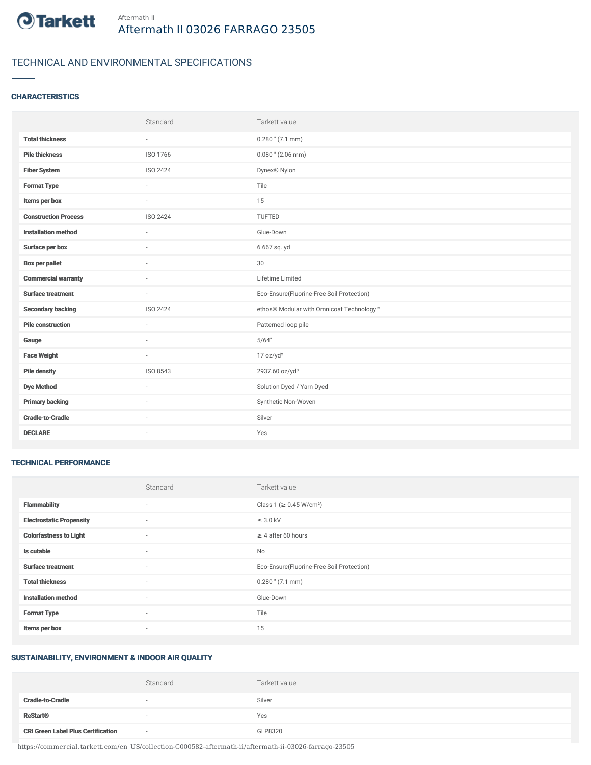Aftermath II

# Aftermath II 03026 FARRAGO 23505

## TECHNICAL AND ENVIRONMENTAL SPECIFICATIONS

### CHARACTERISTICS

| | Standard | Tarkett value |
|---|---|---|
| **Total thickness** | - | 0.280 " (7.1 mm) |
| **Pile thickness** | ISO 1766 | 0.080 " (2.06 mm) |
| **Fiber System** | ISO 2424 | Dynex® Nylon |
| **Format Type** | - | Tile |
| **Items per box** | - | 15 |
| **Construction Process** | ISO 2424 | TUFTED |
| **Installation method** | - | Glue-Down |
| **Surface per box** | - | 6.667 sq. yd |
| **Box per pallet** | - | 30 |
| **Commercial warranty** | - | Lifetime Limited |
| **Surface treatment** | - | Eco-Ensure(Fluorine-Free Soil Protection) |
| **Secondary backing** | ISO 2424 | ethos® Modular with Omnicoat Technology™ |
| **Pile construction** | - | Patterned loop pile |
| **Gauge** | - | 5/64" |
| **Face Weight** | - | 17 oz/yd² |
| **Pile density** | ISO 8543 | 2937.60 oz/yd³ |
| **Dye Method** | - | Solution Dyed / Yarn Dyed |
| **Primary backing** | - | Synthetic Non-Woven |
| **Cradle-to-Cradle** | - | Silver |
| **DECLARE** | - | Yes |

### TECHNICAL PERFORMANCE

| | Standard | Tarkett value |
|---|---|---|
| **Flammability** | - | Class 1 (≥ 0.45 W/cm²) |
| **Electrostatic Propensity** | - | ≤ 3.0 kV |
| **Colorfastness to Light** | - | ≥ 4 after 60 hours |
| **Is cutable** | - | No |
| **Surface treatment** | - | Eco-Ensure(Fluorine-Free Soil Protection) |
| **Total thickness** | - | 0.280 " (7.1 mm) |
| **Installation method** | - | Glue-Down |
| **Format Type** | - | Tile |
| **Items per box** | - | 15 |

### SUSTAINABILITY, ENVIRONMENT & INDOOR AIR QUALITY

| | Standard | Tarkett value |
|---|---|---|
| **Cradle-to-Cradle** | - | Silver |
| **ReStart®** | - | Yes |
| **CRI Green Label Plus Certification** | - | GLP8320 |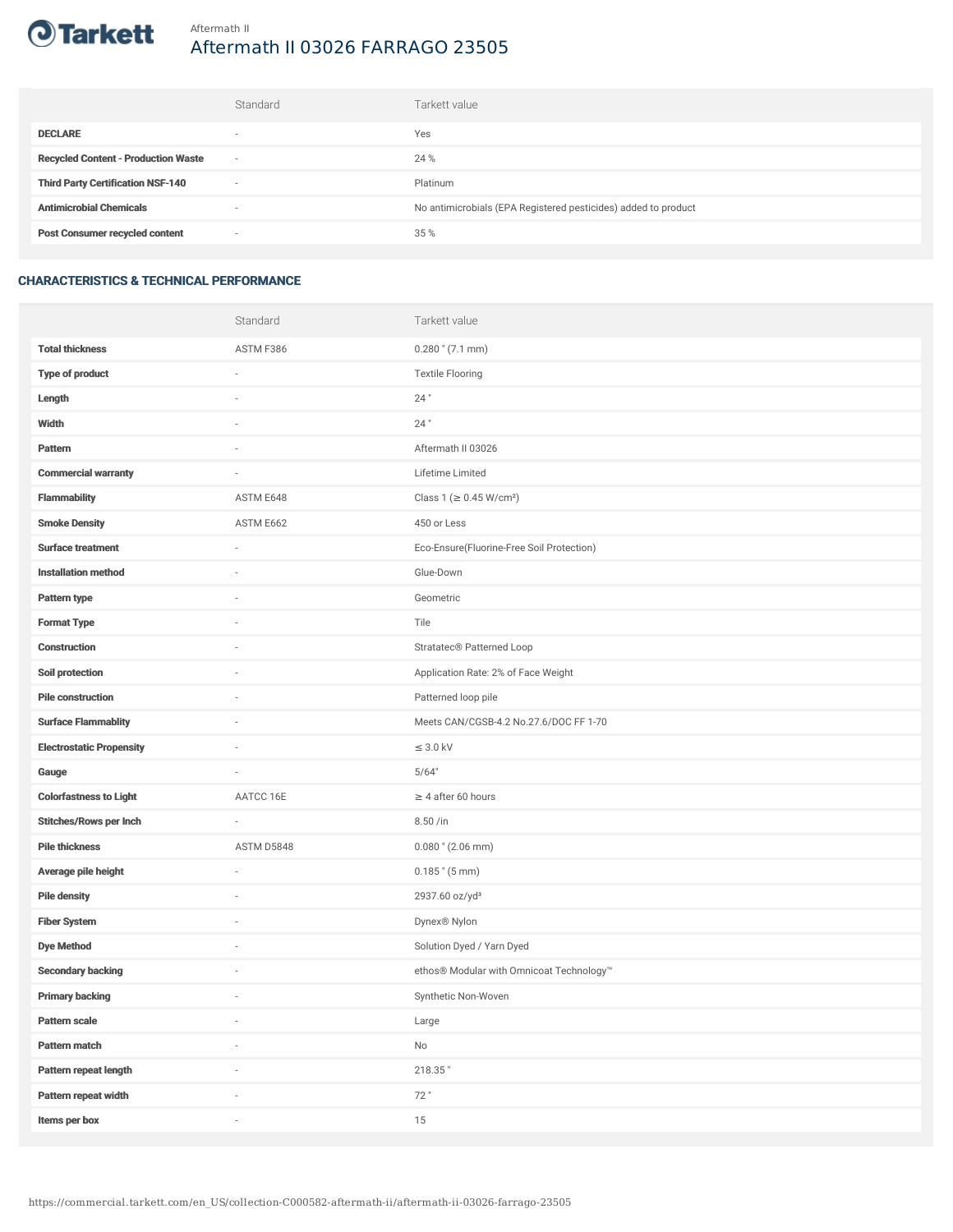Aftermath II

# Aftermath II 03026 FARRAGO 23505

| | Standard | Tarkett value |
|---|---|---|
| **DECLARE** | - | Yes |
| **Recycled Content - Production Waste** | - | 24 % |
| **Third Party Certification NSF-140** | - | Platinum |
| **Antimicrobial Chemicals** | - | No antimicrobials (EPA Registered pesticides) added to product |
| **Post Consumer recycled content** | - | 35 % |

## CHARACTERISTICS & TECHNICAL PERFORMANCE

| | Standard | Tarkett value |
|---|---|---|
| **Total thickness** | ASTM F386 | 0.280 " (7.1 mm) |
| **Type of product** | - | Textile Flooring |
| **Length** | - | 24 " |
| **Width** | - | 24 " |
| **Pattern** | - | Aftermath II 03026 |
| **Commercial warranty** | - | Lifetime Limited |
| **Flammability** | ASTM E648 | Class 1 (≥ 0.45 W/cm²) |
| **Smoke Density** | ASTM E662 | 450 or Less |
| **Surface treatment** | - | Eco-Ensure(Fluorine-Free Soil Protection) |
| **Installation method** | - | Glue-Down |
| **Pattern type** | - | Geometric |
| **Format Type** | - | Tile |
| **Construction** | - | Stratatec® Patterned Loop |
| **Soil protection** | - | Application Rate: 2% of Face Weight |
| **Pile construction** | - | Patterned loop pile |
| **Surface Flammablity** | - | Meets CAN/CGSB-4.2 No.27.6/DOC FF 1-70 |
| **Electrostatic Propensity** | - | ≤ 3.0 kV |
| **Gauge** | - | 5/64" |
| **Colorfastness to Light** | AATCC 16E | ≥ 4 after 60 hours |
| **Stitches/Rows per Inch** | - | 8.50 /in |
| **Pile thickness** | ASTM D5848 | 0.080 " (2.06 mm) |
| **Average pile height** | - | 0.185 " (5 mm) |
| **Pile density** | - | 2937.60 oz/yd³ |
| **Fiber System** | - | Dynex® Nylon |
| **Dye Method** | - | Solution Dyed / Yarn Dyed |
| **Secondary backing** | - | ethos® Modular with Omnicoat Technology™ |
| **Primary backing** | - | Synthetic Non-Woven |
| **Pattern scale** | - | Large |
| **Pattern match** | - | No |
| **Pattern repeat length** | - | 218.35 " |
| **Pattern repeat width** | - | 72 " |
| **Items per box** | - | 15 |